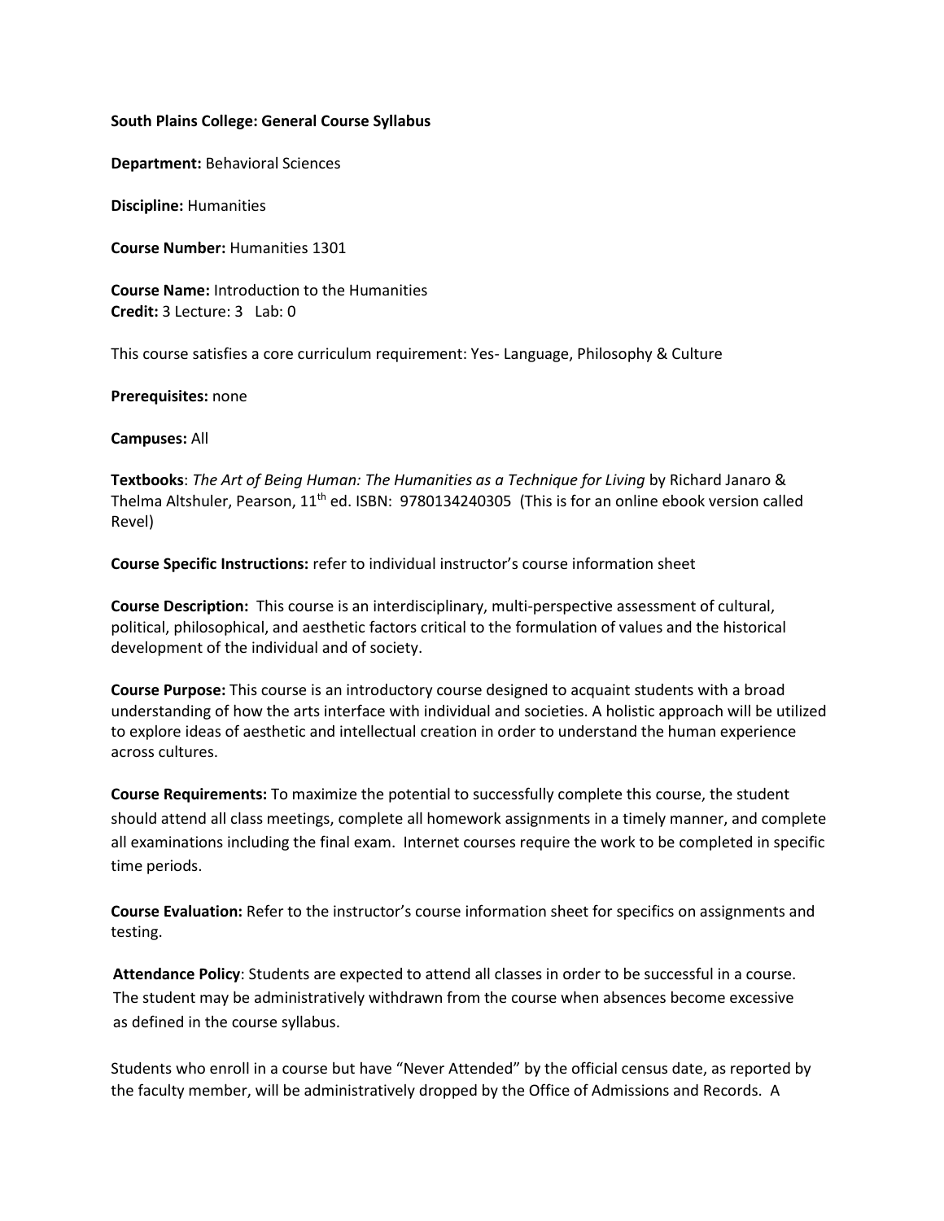**South Plains College: General Course Syllabus**

**Department:** Behavioral Sciences

**Discipline:** Humanities

**Course Number:** Humanities 1301

**Course Name:** Introduction to the Humanities
**Credit:** 3 Lecture: 3 Lab: 0

This course satisfies a core curriculum requirement: Yes- Language, Philosophy & Culture

**Prerequisites:** none

**Campuses:** All

**Textbooks**: *The Art of Being Human: The Humanities as a Technique for Living* by Richard Janaro & Thelma Altshuler, Pearson, 11th ed. ISBN: 9780134240305 (This is for an online ebook version called Revel)

**Course Specific Instructions:** refer to individual instructor's course information sheet

**Course Description:** This course is an interdisciplinary, multi-perspective assessment of cultural, political, philosophical, and aesthetic factors critical to the formulation of values and the historical development of the individual and of society.

**Course Purpose:** This course is an introductory course designed to acquaint students with a broad understanding of how the arts interface with individual and societies. A holistic approach will be utilized to explore ideas of aesthetic and intellectual creation in order to understand the human experience across cultures.

**Course Requirements:** To maximize the potential to successfully complete this course, the student should attend all class meetings, complete all homework assignments in a timely manner, and complete all examinations including the final exam. Internet courses require the work to be completed in specific time periods.

**Course Evaluation:** Refer to the instructor's course information sheet for specifics on assignments and testing.

**Attendance Policy**: Students are expected to attend all classes in order to be successful in a course. The student may be administratively withdrawn from the course when absences become excessive as defined in the course syllabus.

Students who enroll in a course but have "Never Attended" by the official census date, as reported by the faculty member, will be administratively dropped by the Office of Admissions and Records. A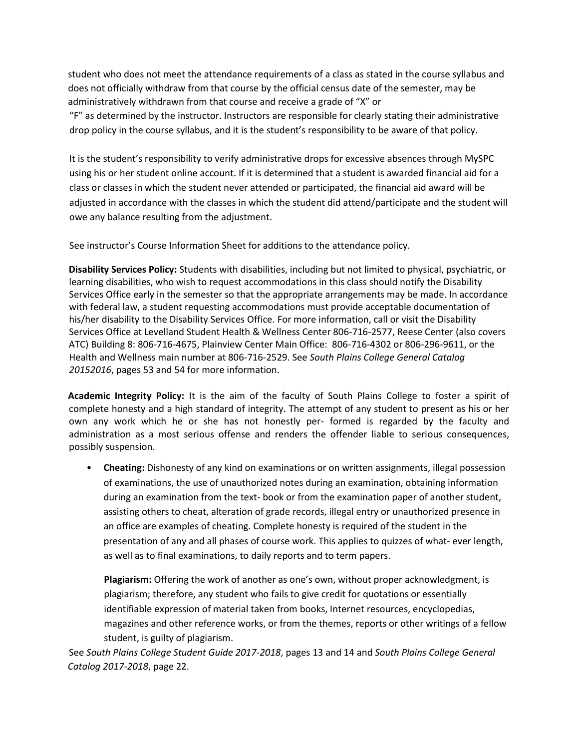student who does not meet the attendance requirements of a class as stated in the course syllabus and does not officially withdraw from that course by the official census date of the semester, may be administratively withdrawn from that course and receive a grade of "X" or "F" as determined by the instructor. Instructors are responsible for clearly stating their administrative drop policy in the course syllabus, and it is the student's responsibility to be aware of that policy.

It is the student's responsibility to verify administrative drops for excessive absences through MySPC using his or her student online account. If it is determined that a student is awarded financial aid for a class or classes in which the student never attended or participated, the financial aid award will be adjusted in accordance with the classes in which the student did attend/participate and the student will owe any balance resulting from the adjustment.

See instructor's Course Information Sheet for additions to the attendance policy.

**Disability Services Policy:** Students with disabilities, including but not limited to physical, psychiatric, or learning disabilities, who wish to request accommodations in this class should notify the Disability Services Office early in the semester so that the appropriate arrangements may be made. In accordance with federal law, a student requesting accommodations must provide acceptable documentation of his/her disability to the Disability Services Office. For more information, call or visit the Disability Services Office at Levelland Student Health & Wellness Center 806-716-2577, Reese Center (also covers ATC) Building 8: 806-716-4675, Plainview Center Main Office: 806-716-4302 or 806-296-9611, or the Health and Wellness main number at 806-716-2529. See *South Plains College General Catalog 20152016*, pages 53 and 54 for more information.

**Academic Integrity Policy:** It is the aim of the faculty of South Plains College to foster a spirit of complete honesty and a high standard of integrity. The attempt of any student to present as his or her own any work which he or she has not honestly per- formed is regarded by the faculty and administration as a most serious offense and renders the offender liable to serious consequences, possibly suspension.

- **Cheating:** Dishonesty of any kind on examinations or on written assignments, illegal possession of examinations, the use of unauthorized notes during an examination, obtaining information during an examination from the text- book or from the examination paper of another student, assisting others to cheat, alteration of grade records, illegal entry or unauthorized presence in an office are examples of cheating. Complete honesty is required of the student in the presentation of any and all phases of course work. This applies to quizzes of what- ever length, as well as to final examinations, to daily reports and to term papers.

  **Plagiarism:** Offering the work of another as one's own, without proper acknowledgment, is plagiarism; therefore, any student who fails to give credit for quotations or essentially identifiable expression of material taken from books, Internet resources, encyclopedias, magazines and other reference works, or from the themes, reports or other writings of a fellow student, is guilty of plagiarism.

See *South Plains College Student Guide 2017-2018*, pages 13 and 14 and *South Plains College General Catalog 2017-2018*, page 22.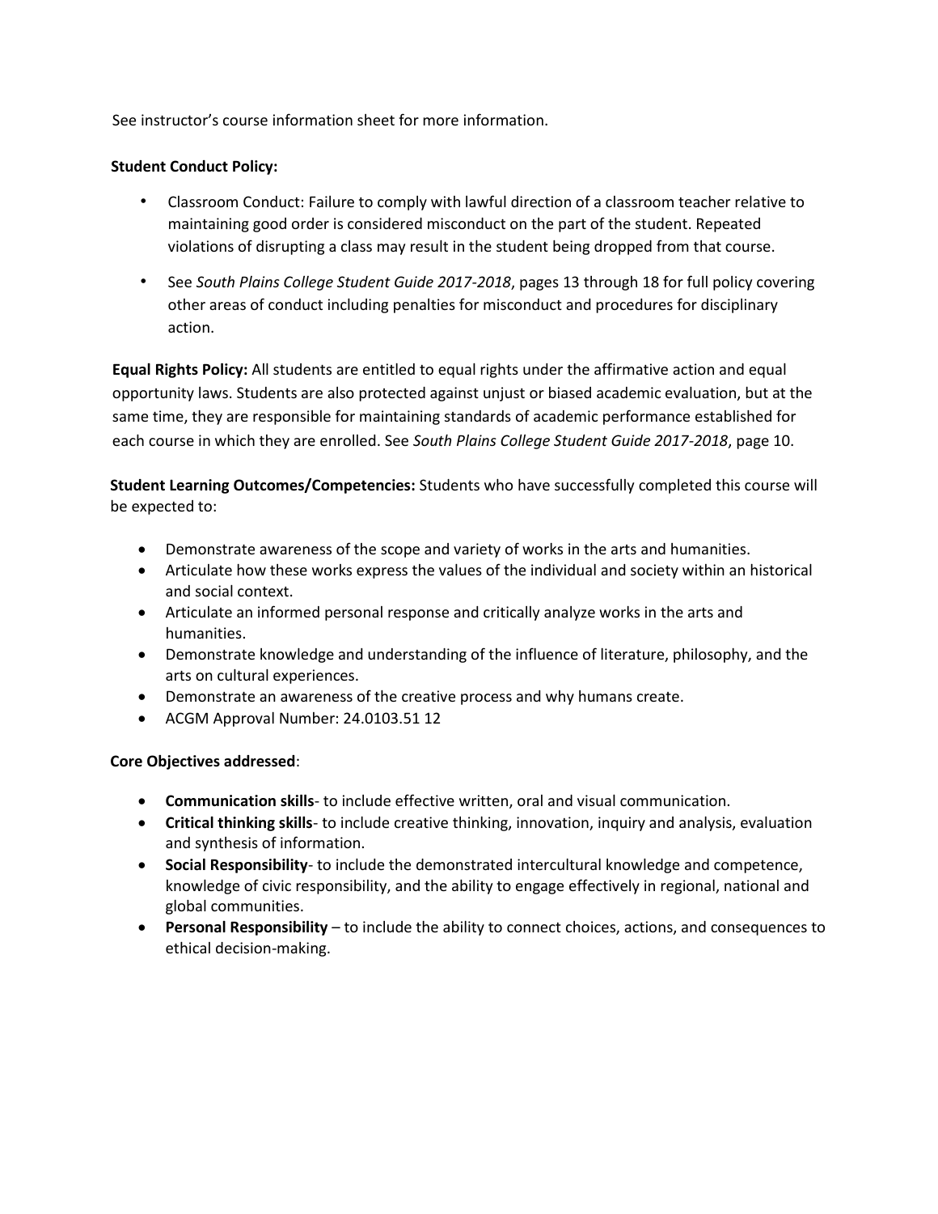See instructor's course information sheet for more information.

**Student Conduct Policy:**

- Classroom Conduct: Failure to comply with lawful direction of a classroom teacher relative to maintaining good order is considered misconduct on the part of the student. Repeated violations of disrupting a class may result in the student being dropped from that course.
- See *South Plains College Student Guide 2017-2018*, pages 13 through 18 for full policy covering other areas of conduct including penalties for misconduct and procedures for disciplinary action.

**Equal Rights Policy:** All students are entitled to equal rights under the affirmative action and equal opportunity laws. Students are also protected against unjust or biased academic evaluation, but at the same time, they are responsible for maintaining standards of academic performance established for each course in which they are enrolled. See *South Plains College Student Guide 2017-2018*, page 10.

**Student Learning Outcomes/Competencies:** Students who have successfully completed this course will be expected to:

- Demonstrate awareness of the scope and variety of works in the arts and humanities.
- Articulate how these works express the values of the individual and society within an historical and social context.
- Articulate an informed personal response and critically analyze works in the arts and humanities.
- Demonstrate knowledge and understanding of the influence of literature, philosophy, and the arts on cultural experiences.
- Demonstrate an awareness of the creative process and why humans create.
- ACGM Approval Number: 24.0103.51 12

**Core Objectives addressed**:

- **Communication skills**- to include effective written, oral and visual communication.
- **Critical thinking skills**- to include creative thinking, innovation, inquiry and analysis, evaluation and synthesis of information.
- **Social Responsibility**- to include the demonstrated intercultural knowledge and competence, knowledge of civic responsibility, and the ability to engage effectively in regional, national and global communities.
- **Personal Responsibility** – to include the ability to connect choices, actions, and consequences to ethical decision-making.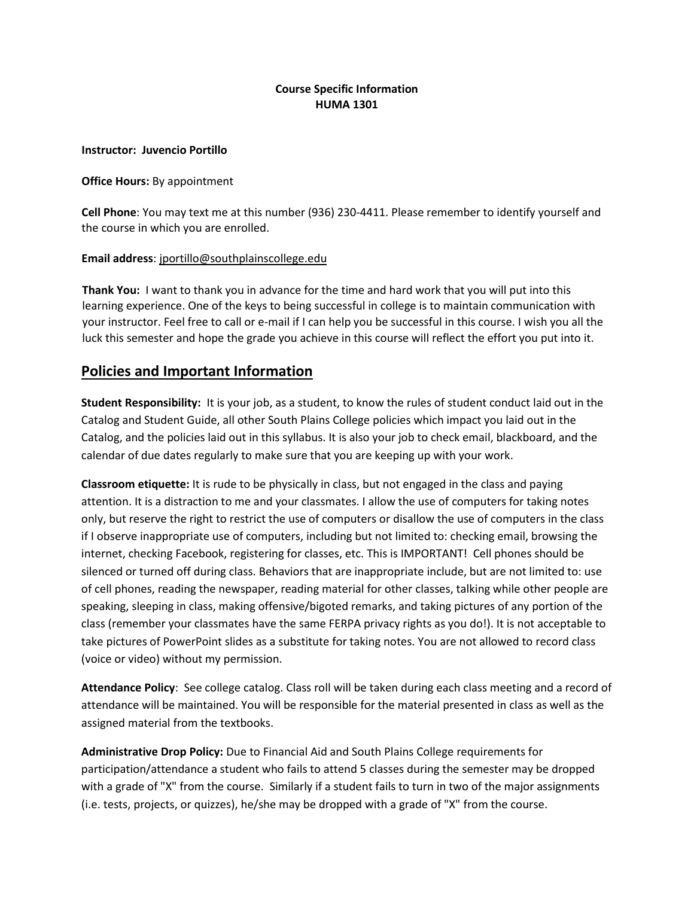**Course Specific Information**
**HUMA 1301**

**Instructor: Juvencio Portillo**

**Office Hours:** By appointment

**Cell Phone**: You may text me at this number (936) 230-4411. Please remember to identify yourself and the course in which you are enrolled.

**Email address**: jportillo@southplainscollege.edu

**Thank You:** I want to thank you in advance for the time and hard work that you will put into this learning experience. One of the keys to being successful in college is to maintain communication with your instructor. Feel free to call or e-mail if I can help you be successful in this course. I wish you all the luck this semester and hope the grade you achieve in this course will reflect the effort you put into it.

## Policies and Important Information

**Student Responsibility:** It is your job, as a student, to know the rules of student conduct laid out in the Catalog and Student Guide, all other South Plains College policies which impact you laid out in the Catalog, and the policies laid out in this syllabus. It is also your job to check email, blackboard, and the calendar of due dates regularly to make sure that you are keeping up with your work.

**Classroom etiquette:** It is rude to be physically in class, but not engaged in the class and paying attention. It is a distraction to me and your classmates. I allow the use of computers for taking notes only, but reserve the right to restrict the use of computers or disallow the use of computers in the class if I observe inappropriate use of computers, including but not limited to: checking email, browsing the internet, checking Facebook, registering for classes, etc. This is IMPORTANT! Cell phones should be silenced or turned off during class. Behaviors that are inappropriate include, but are not limited to: use of cell phones, reading the newspaper, reading material for other classes, talking while other people are speaking, sleeping in class, making offensive/bigoted remarks, and taking pictures of any portion of the class (remember your classmates have the same FERPA privacy rights as you do!). It is not acceptable to take pictures of PowerPoint slides as a substitute for taking notes. You are not allowed to record class (voice or video) without my permission.

**Attendance Policy**: See college catalog. Class roll will be taken during each class meeting and a record of attendance will be maintained. You will be responsible for the material presented in class as well as the assigned material from the textbooks.

**Administrative Drop Policy:** Due to Financial Aid and South Plains College requirements for participation/attendance a student who fails to attend 5 classes during the semester may be dropped with a grade of "X" from the course. Similarly if a student fails to turn in two of the major assignments (i.e. tests, projects, or quizzes), he/she may be dropped with a grade of "X" from the course.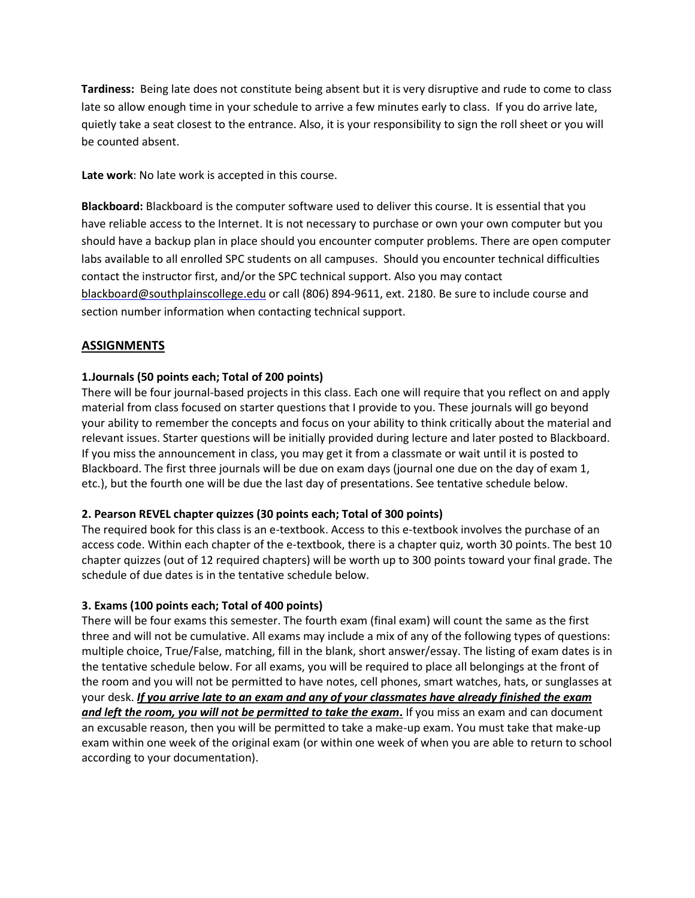**Tardiness:** Being late does not constitute being absent but it is very disruptive and rude to come to class late so allow enough time in your schedule to arrive a few minutes early to class. If you do arrive late, quietly take a seat closest to the entrance. Also, it is your responsibility to sign the roll sheet or you will be counted absent.

**Late work**: No late work is accepted in this course.

**Blackboard:** Blackboard is the computer software used to deliver this course. It is essential that you have reliable access to the Internet. It is not necessary to purchase or own your own computer but you should have a backup plan in place should you encounter computer problems. There are open computer labs available to all enrolled SPC students on all campuses. Should you encounter technical difficulties contact the instructor first, and/or the SPC technical support. Also you may contact blackboard@southplainscollege.edu or call (806) 894-9611, ext. 2180. Be sure to include course and section number information when contacting technical support.

## ASSIGNMENTS

### 1.Journals (50 points each; Total of 200 points)

There will be four journal-based projects in this class. Each one will require that you reflect on and apply material from class focused on starter questions that I provide to you. These journals will go beyond your ability to remember the concepts and focus on your ability to think critically about the material and relevant issues. Starter questions will be initially provided during lecture and later posted to Blackboard. If you miss the announcement in class, you may get it from a classmate or wait until it is posted to Blackboard. The first three journals will be due on exam days (journal one due on the day of exam 1, etc.), but the fourth one will be due the last day of presentations. See tentative schedule below.

### 2. Pearson REVEL chapter quizzes (30 points each; Total of 300 points)

The required book for this class is an e-textbook. Access to this e-textbook involves the purchase of an access code. Within each chapter of the e-textbook, there is a chapter quiz, worth 30 points. The best 10 chapter quizzes (out of 12 required chapters) will be worth up to 300 points toward your final grade. The schedule of due dates is in the tentative schedule below.

### 3. Exams (100 points each; Total of 400 points)

There will be four exams this semester. The fourth exam (final exam) will count the same as the first three and will not be cumulative. All exams may include a mix of any of the following types of questions: multiple choice, True/False, matching, fill in the blank, short answer/essay. The listing of exam dates is in the tentative schedule below. For all exams, you will be required to place all belongings at the front of the room and you will not be permitted to have notes, cell phones, smart watches, hats, or sunglasses at your desk. ***If you arrive late to an exam and any of your classmates have already finished the exam and left the room, you will not be permitted to take the exam*.** If you miss an exam and can document an excusable reason, then you will be permitted to take a make-up exam. You must take that make-up exam within one week of the original exam (or within one week of when you are able to return to school according to your documentation).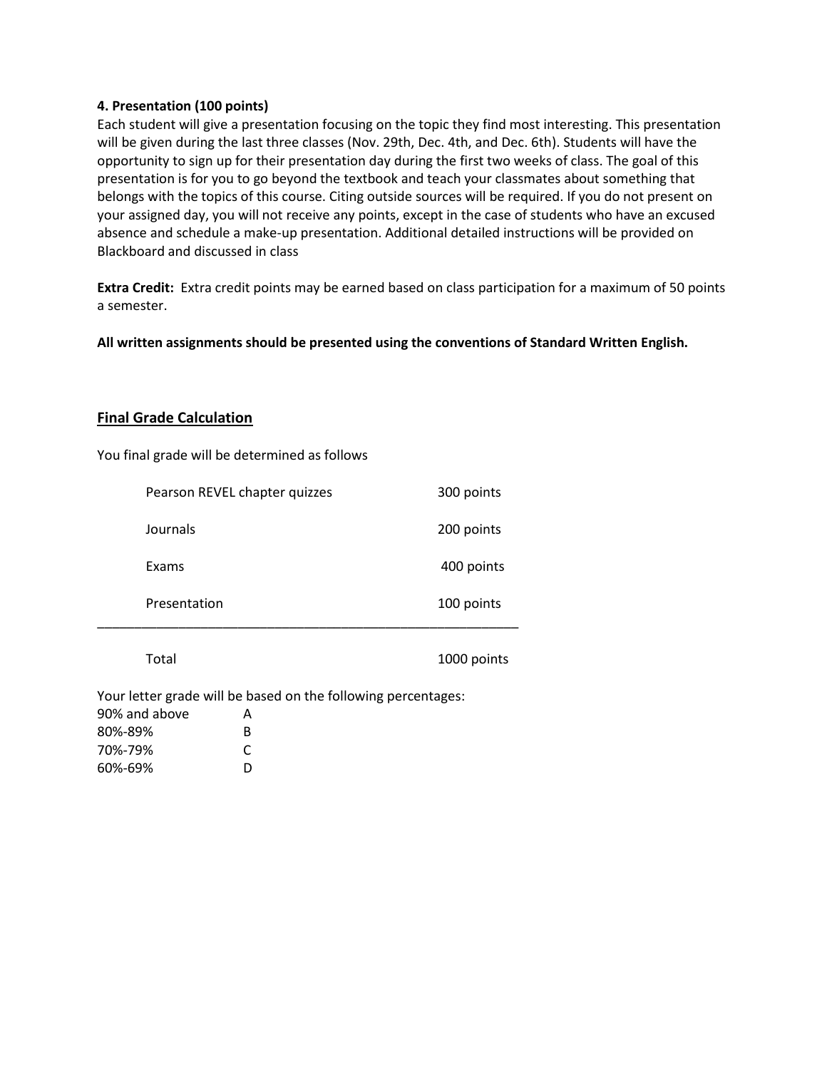**4. Presentation (100 points)**
Each student will give a presentation focusing on the topic they find most interesting. This presentation will be given during the last three classes (Nov. 29th, Dec. 4th, and Dec. 6th). Students will have the opportunity to sign up for their presentation day during the first two weeks of class. The goal of this presentation is for you to go beyond the textbook and teach your classmates about something that belongs with the topics of this course. Citing outside sources will be required. If you do not present on your assigned day, you will not receive any points, except in the case of students who have an excused absence and schedule a make-up presentation. Additional detailed instructions will be provided on Blackboard and discussed in class

**Extra Credit:** Extra credit points may be earned based on class participation for a maximum of 50 points a semester.

**All written assignments should be presented using the conventions of Standard Written English.**

## Final Grade Calculation

You final grade will be determined as follows

| | |
|---|---|
| Pearson REVEL chapter quizzes | 300 points |
| Journals | 200 points |
| Exams | 400 points |
| Presentation | 100 points |
| Total | 1000 points |

Your letter grade will be based on the following percentages:

| | |
|---|---|
| 90% and above | A |
| 80%-89% | B |
| 70%-79% | C |
| 60%-69% | D |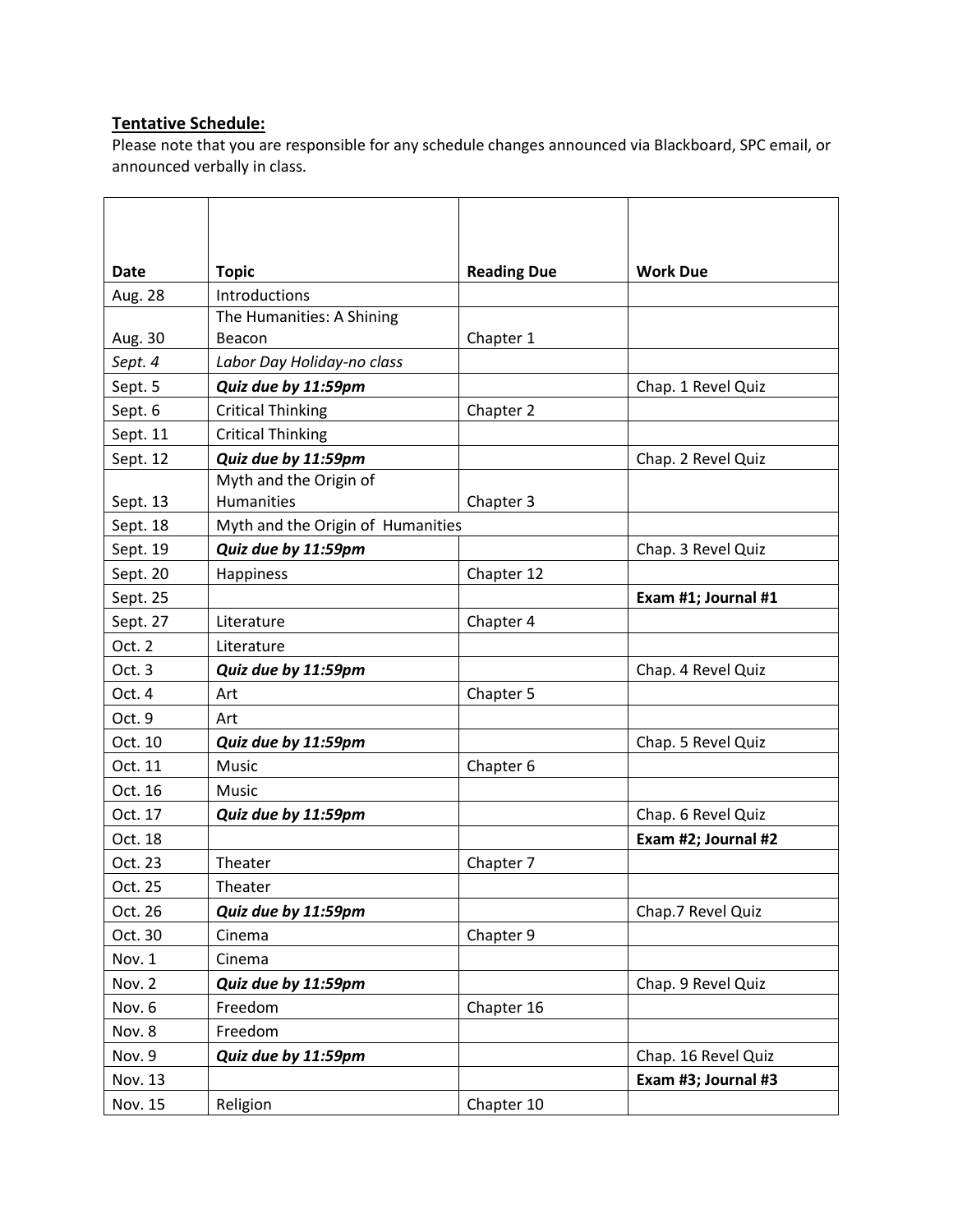**Tentative Schedule:**

Please note that you are responsible for any schedule changes announced via Blackboard, SPC email, or announced verbally in class.

| Date | Topic | Reading Due | Work Due |
|---|---|---|---|
| Aug. 28 | Introductions | | |
| Aug. 30 | The Humanities: A Shining Beacon | Chapter 1 | |
| *Sept. 4* | *Labor Day Holiday-no class* | | |
| Sept. 5 | ***Quiz due by 11:59pm*** | | Chap. 1 Revel Quiz |
| Sept. 6 | Critical Thinking | Chapter 2 | |
| Sept. 11 | Critical Thinking | | |
| Sept. 12 | ***Quiz due by 11:59pm*** | | Chap. 2 Revel Quiz |
| Sept. 13 | Myth and the Origin of Humanities | Chapter 3 | |
| Sept. 18 | Myth and the Origin of Humanities | | |
| Sept. 19 | ***Quiz due by 11:59pm*** | | Chap. 3 Revel Quiz |
| Sept. 20 | Happiness | Chapter 12 | |
| Sept. 25 | | | **Exam #1; Journal #1** |
| Sept. 27 | Literature | Chapter 4 | |
| Oct. 2 | Literature | | |
| Oct. 3 | ***Quiz due by 11:59pm*** | | Chap. 4 Revel Quiz |
| Oct. 4 | Art | Chapter 5 | |
| Oct. 9 | Art | | |
| Oct. 10 | ***Quiz due by 11:59pm*** | | Chap. 5 Revel Quiz |
| Oct. 11 | Music | Chapter 6 | |
| Oct. 16 | Music | | |
| Oct. 17 | ***Quiz due by 11:59pm*** | | Chap. 6 Revel Quiz |
| Oct. 18 | | | **Exam #2; Journal #2** |
| Oct. 23 | Theater | Chapter 7 | |
| Oct. 25 | Theater | | |
| Oct. 26 | ***Quiz due by 11:59pm*** | | Chap.7 Revel Quiz |
| Oct. 30 | Cinema | Chapter 9 | |
| Nov. 1 | Cinema | | |
| Nov. 2 | ***Quiz due by 11:59pm*** | | Chap. 9 Revel Quiz |
| Nov. 6 | Freedom | Chapter 16 | |
| Nov. 8 | Freedom | | |
| Nov. 9 | ***Quiz due by 11:59pm*** | | Chap. 16 Revel Quiz |
| Nov. 13 | | | **Exam #3; Journal #3** |
| Nov. 15 | Religion | Chapter 10 | |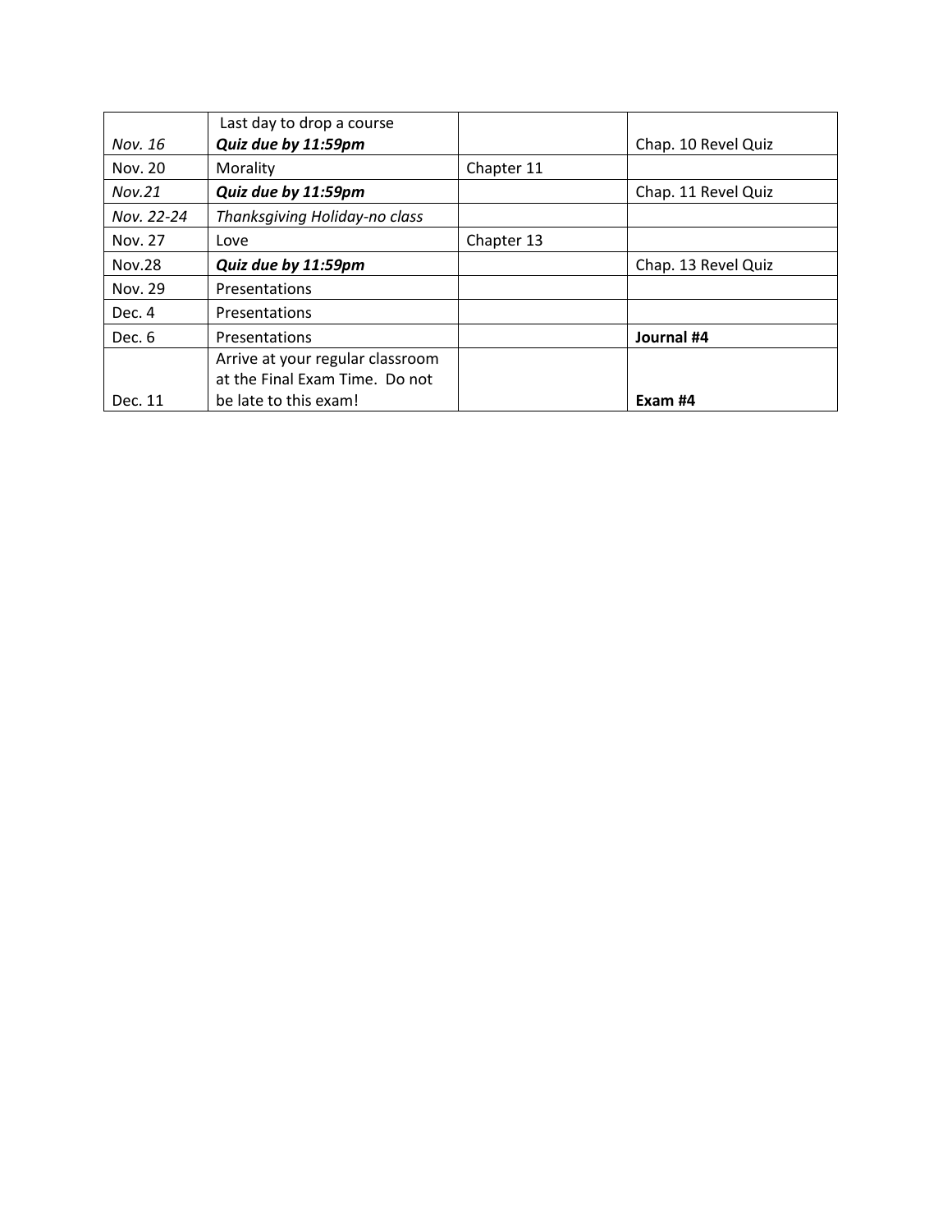| | | | |
|---|---|---|---|
| *Nov. 16* | Last day to drop a course<br>***Quiz due by 11:59pm*** | | Chap. 10 Revel Quiz |
| Nov. 20 | Morality | Chapter 11 | |
| *Nov.21* | ***Quiz due by 11:59pm*** | | Chap. 11 Revel Quiz |
| *Nov. 22-24* | *Thanksgiving Holiday-no class* | | |
| Nov. 27 | Love | Chapter 13 | |
| Nov.28 | ***Quiz due by 11:59pm*** | | Chap. 13 Revel Quiz |
| Nov. 29 | Presentations | | |
| Dec. 4 | Presentations | | |
| Dec. 6 | Presentations | | **Journal #4** |
| Dec. 11 | Arrive at your regular classroom at the Final Exam Time. Do not be late to this exam! | | **Exam #4** |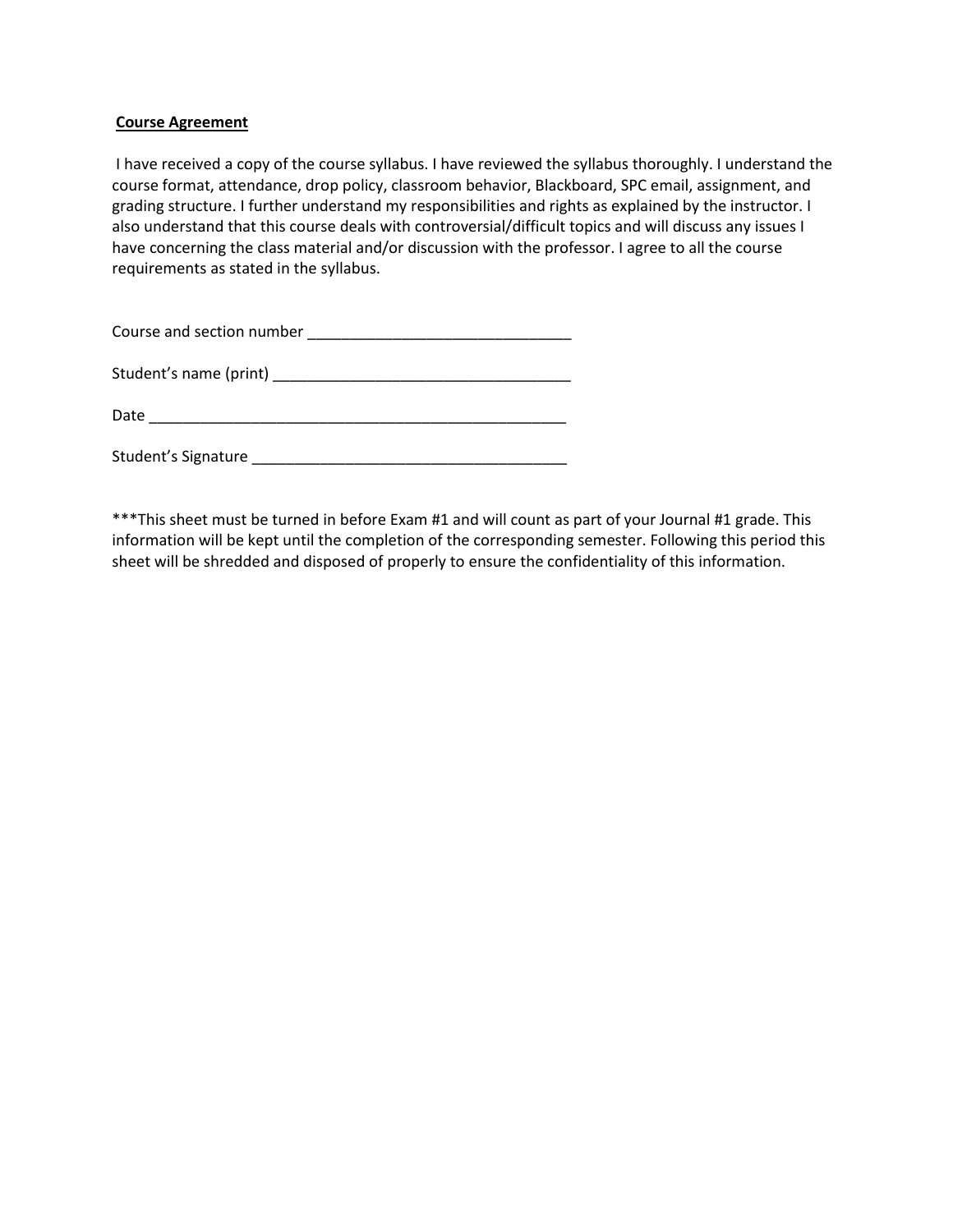**Course Agreement**

I have received a copy of the course syllabus. I have reviewed the syllabus thoroughly. I understand the course format, attendance, drop policy, classroom behavior, Blackboard, SPC email, assignment, and grading structure. I further understand my responsibilities and rights as explained by the instructor. I also understand that this course deals with controversial/difficult topics and will discuss any issues I have concerning the class material and/or discussion with the professor. I agree to all the course requirements as stated in the syllabus.

Course and section number _______________________________

Student's name (print) ___________________________________

Date _________________________________________________

Student's Signature _____________________________________

***This sheet must be turned in before Exam #1 and will count as part of your Journal #1 grade. This information will be kept until the completion of the corresponding semester. Following this period this sheet will be shredded and disposed of properly to ensure the confidentiality of this information.